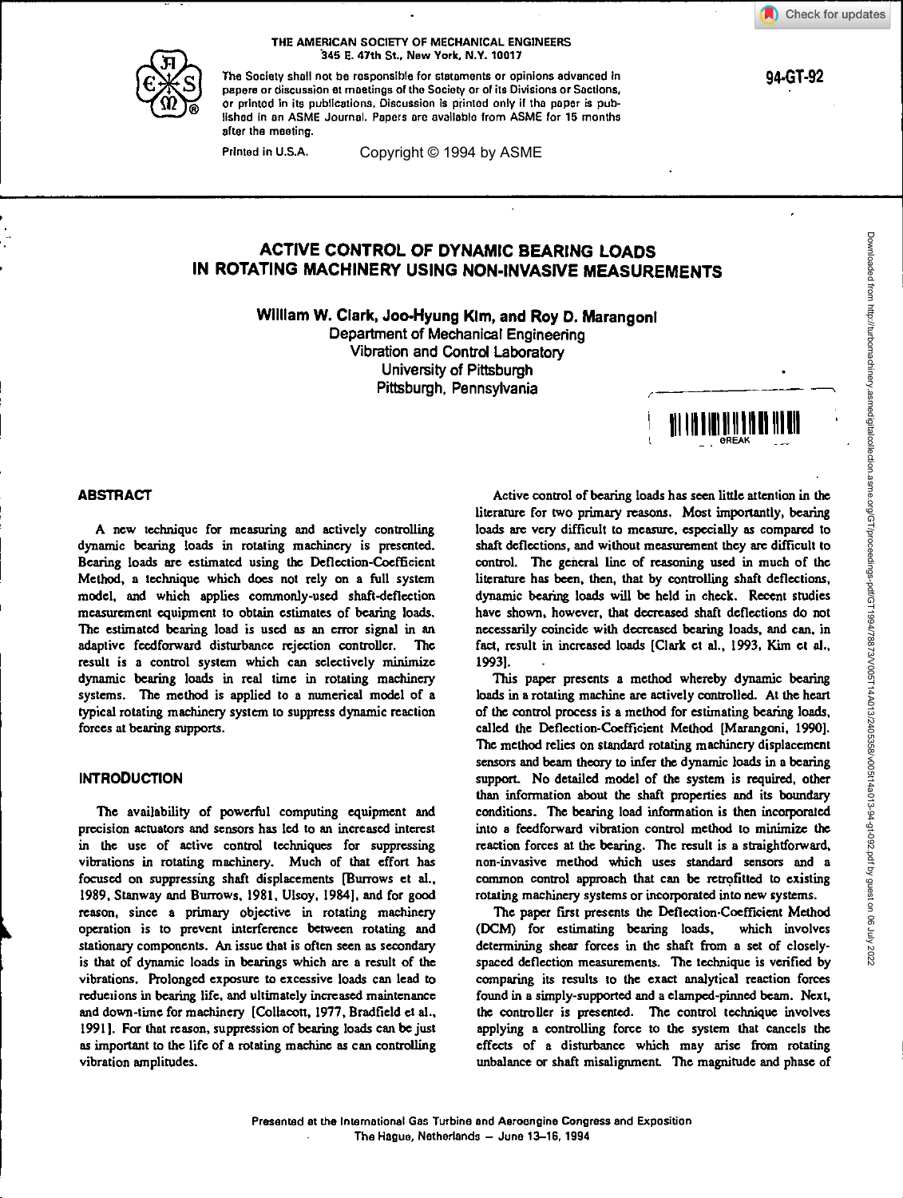THE AMERICAN SOCIETY OF MECHANICAL ENGINEERS
345 E. 47th St., New York, N.Y. 10017

The Society shall not be responsible for statements or opinions advanced in papers or discussion at meetings of the Society or of its Divisions or Sections, or printed in its publications. Discussion is printed only if the paper is published in an ASME Journal. Papers are available from ASME for 15 months after the meeting.

Printed in U.S.A. Copyright © 1994 by ASME

94-GT-92

# ACTIVE CONTROL OF DYNAMIC BEARING LOADS IN ROTATING MACHINERY USING NON-INVASIVE MEASUREMENTS

**William W. Clark, Joo-Hyung Kim, and Roy D. Marangoni**
Department of Mechanical Engineering
Vibration and Control Laboratory
University of Pittsburgh
Pittsburgh, Pennsylvania

## ABSTRACT

A new technique for measuring and actively controlling dynamic bearing loads in rotating machinery is presented. Bearing loads are estimated using the Deflection-Coefficient Method, a technique which does not rely on a full system model, and which applies commonly-used shaft-deflection measurement equipment to obtain estimates of bearing loads. The estimated bearing load is used as an error signal in an adaptive feedforward disturbance rejection controller. The result is a control system which can selectively minimize dynamic bearing loads in real time in rotating machinery systems. The method is applied to a numerical model of a typical rotating machinery system to suppress dynamic reaction forces at bearing supports.

## INTRODUCTION

The availability of powerful computing equipment and precision actuators and sensors has led to an increased interest in the use of active control techniques for suppressing vibrations in rotating machinery. Much of that effort has focused on suppressing shaft displacements [Burrows et al., 1989, Stanway and Burrows, 1981, Ulsoy, 1984], and for good reason, since a primary objective in rotating machinery operation is to prevent interference between rotating and stationary components. An issue that is often seen as secondary is that of dynamic loads in bearings which are a result of the vibrations. Prolonged exposure to excessive loads can lead to reductions in bearing life, and ultimately increased maintenance and down-time for machinery [Collacott, 1977, Bradfield et al., 1991]. For that reason, suppression of bearing loads can be just as important to the life of a rotating machine as can controlling vibration amplitudes.

Active control of bearing loads has seen little attention in the literature for two primary reasons. Most importantly, bearing loads are very difficult to measure, especially as compared to shaft deflections, and without measurement they are difficult to control. The general line of reasoning used in much of the literature has been, then, that by controlling shaft deflections, dynamic bearing loads will be held in check. Recent studies have shown, however, that decreased shaft deflections do not necessarily coincide with decreased bearing loads, and can, in fact, result in increased loads [Clark et al., 1993, Kim et al., 1993].

This paper presents a method whereby dynamic bearing loads in a rotating machine are actively controlled. At the heart of the control process is a method for estimating bearing loads, called the Deflection-Coefficient Method [Marangoni, 1990]. The method relies on standard rotating machinery displacement sensors and beam theory to infer the dynamic loads in a bearing support. No detailed model of the system is required, other than information about the shaft properties and its boundary conditions. The bearing load information is then incorporated into a feedforward vibration control method to minimize the reaction forces at the bearing. The result is a straightforward, non-invasive method which uses standard sensors and a common control approach that can be retrofitted to existing rotating machinery systems or incorporated into new systems.

The paper first presents the Deflection-Coefficient Method (DCM) for estimating bearing loads, which involves determining shear forces in the shaft from a set of closely-spaced deflection measurements. The technique is verified by comparing its results to the exact analytical reaction forces found in a simply-supported and a clamped-pinned beam. Next, the controller is presented. The control technique involves applying a controlling force to the system that cancels the effects of a disturbance which may arise from rotating unbalance or shaft misalignment. The magnitude and phase of

Presented at the International Gas Turbine and Aeroengine Congress and Exposition
The Hague, Netherlands — June 13–16, 1994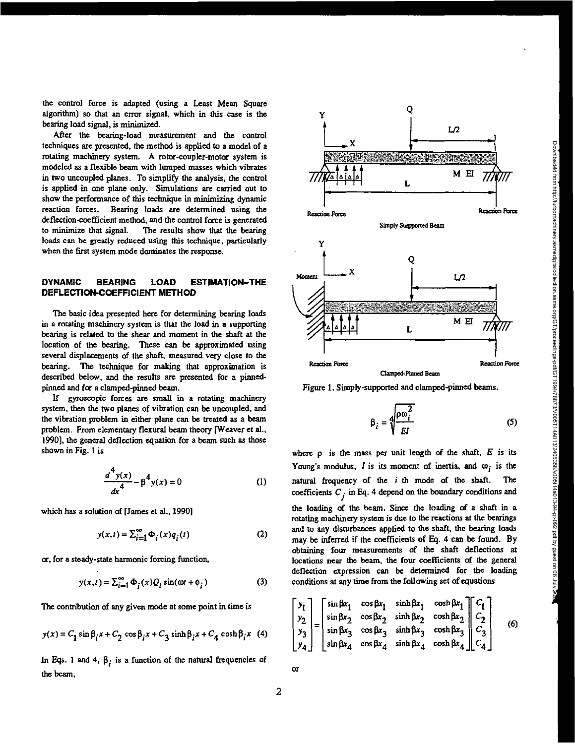the control force is adapted (using a Least Mean Square algorithm) so that an error signal, which in this case is the bearing load signal, is minimized.

After the bearing-load measurement and the control techniques are presented, the method is applied to a model of a rotating machinery system. A rotor-coupler-motor system is modeled as a flexible beam with lumped masses which vibrates in two uncoupled planes. To simplify the analysis, the control is applied in one plane only. Simulations are carried out to show the performance of this technique in minimizing dynamic reaction forces. Bearing loads are determined using the deflection-coefficient method, and the control force is generated to minimize that signal. The results show that the bearing loads can be greatly reduced using this technique, particularly when the first system mode dominates the response.

## DYNAMIC BEARING LOAD ESTIMATION–THE DEFLECTION-COEFFICIENT METHOD

The basic idea presented here for determining bearing loads in a rotating machinery system is that the load in a supporting bearing is related to the shear and moment in the shaft at the location of the bearing. These can be approximated using several displacements of the shaft, measured very close to the bearing. The technique for making that approximation is described below, and the results are presented for a pinned-pinned and for a clamped-pinned beam.

If gyroscopic forces are small in a rotating machinery system, then the two planes of vibration can be uncoupled, and the vibration problem in either plane can be treated as a beam problem. From elementary flexural beam theory [Weaver et al., 1990], the general deflection equation for a beam such as those shown in Fig. 1 is

$$\frac{d^4y(x)}{dx^4} - \beta^4 y(x) = 0 \tag{1}$$

which has a solution of [James et al., 1990]

$$y(x,t) = \sum_{i=1}^{\infty} \Phi_i(x) q_i(t) \tag{2}$$

or, for a steady-state harmonic forcing function,

$$y(x,t) = \sum_{i=1}^{\infty} \Phi_i(x) Q_i \sin(\omega t + \phi_i) \tag{3}$$

The contribution of any given mode at some point in time is

$$y(x) = C_1 \sin\beta_i x + C_2 \cos\beta_i x + C_3 \sinh\beta_i x + C_4 \cosh\beta_i x \tag{4}$$

In Eqs. 1 and 4, $\beta_i$ is a function of the natural frequencies of the beam,

Figure 1. Simply-supported and clamped-pinned beams.

$$\beta_i = \sqrt[4]{\frac{\rho\omega_i^2}{EI}} \tag{5}$$

where $\rho$ is the mass per unit length of the shaft, $E$ is its Young's modulus, $I$ is its moment of inertia, and $\omega_i$ is the natural frequency of the $i$ th mode of the shaft. The coefficients $C_j$ in Eq. 4 depend on the boundary conditions and the loading of the beam. Since the loading of a shaft in a rotating machinery system is due to the reactions at the bearings and to any disturbances applied to the shaft, the bearing loads may be inferred if the coefficients of Eq. 4 can be found. By obtaining four measurements of the shaft deflections at locations near the beam, the four coefficients of the general deflection expression can be determined for the loading conditions at any time from the following set of equations

$$\begin{bmatrix} y_1 \\ y_2 \\ y_3 \\ y_4 \end{bmatrix} = \begin{bmatrix} \sin\beta x_1 & \cos\beta x_1 & \sinh\beta x_1 & \cosh\beta x_1 \\ \sin\beta x_2 & \cos\beta x_2 & \sinh\beta x_2 & \cosh\beta x_2 \\ \sin\beta x_3 & \cos\beta x_3 & \sinh\beta x_3 & \cosh\beta x_3 \\ \sin\beta x_4 & \cos\beta x_4 & \sinh\beta x_4 & \cosh\beta x_4 \end{bmatrix} \begin{bmatrix} C_1 \\ C_2 \\ C_3 \\ C_4 \end{bmatrix} \tag{6}$$

or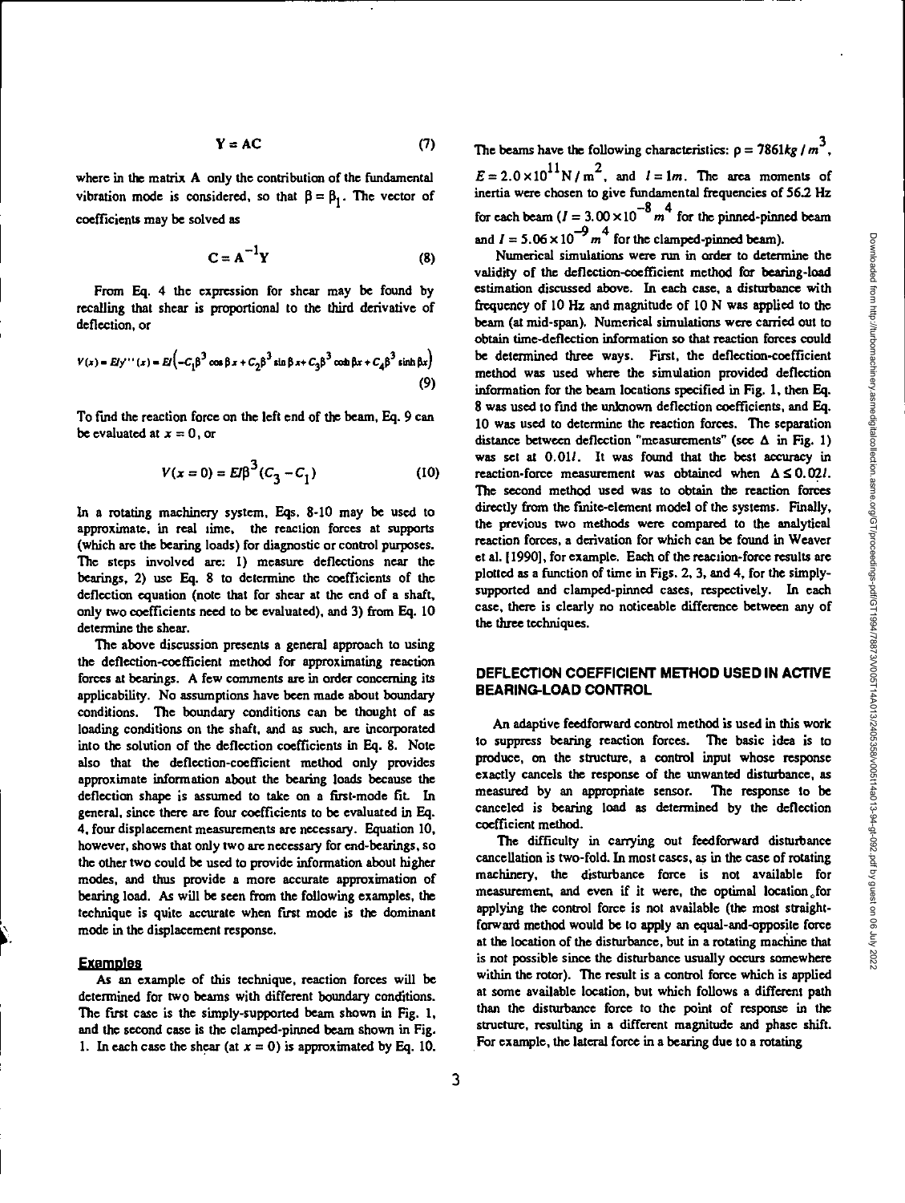$$\mathbf{Y} = \mathbf{AC} \tag{7}$$

where in the matrix $\mathbf{A}$ only the contribution of the fundamental vibration mode is considered, so that $\beta = \beta_1$. The vector of coefficients may be solved as

$$\mathbf{C} = \mathbf{A}^{-1}\mathbf{Y} \tag{8}$$

From Eq. 4 the expression for shear may be found by recalling that shear is proportional to the third derivative of deflection, or

$$V(x) = EIy'''(x) = EI\left(-C_1\beta^3 \cos\beta x + C_2\beta^3 \sin\beta x + C_3\beta^3 \cosh\beta x + C_4\beta^3 \sinh\beta x\right) \tag{9}$$

To find the reaction force on the left end of the beam, Eq. 9 can be evaluated at $x = 0$, or

$$V(x=0) = EI\beta^3(C_3 - C_1) \tag{10}$$

In a rotating machinery system, Eqs. 8-10 may be used to approximate, in real time, the reaction forces at supports (which are the bearing loads) for diagnostic or control purposes. The steps involved are: 1) measure deflections near the bearings, 2) use Eq. 8 to determine the coefficients of the deflection equation (note that for shear at the end of a shaft, only two coefficients need to be evaluated), and 3) from Eq. 10 determine the shear.

The above discussion presents a general approach to using the deflection-coefficient method for approximating reaction forces at bearings. A few comments are in order concerning its applicability. No assumptions have been made about boundary conditions. The boundary conditions can be thought of as loading conditions on the shaft, and as such, are incorporated into the solution of the deflection coefficients in Eq. 8. Note also that the deflection-coefficient method only provides approximate information about the bearing loads because the deflection shape is assumed to take on a first-mode fit. In general, since there are four coefficients to be evaluated in Eq. 4, four displacement measurements are necessary. Equation 10, however, shows that only two are necessary for end-bearings, so the other two could be used to provide information about higher modes, and thus provide a more accurate approximation of bearing load. As will be seen from the following examples, the technique is quite accurate when first mode is the dominant mode in the displacement response.

### Examples

As an example of this technique, reaction forces will be determined for two beams with different boundary conditions. The first case is the simply-supported beam shown in Fig. 1, and the second case is the clamped-pinned beam shown in Fig. 1. In each case the shear (at $x = 0$) is approximated by Eq. 10. The beams have the following characteristics: $\rho = 7861 kg/m^3$, $E = 2.0 \times 10^{11} N/m^2$, and $l = 1m$. The area moments of inertia were chosen to give fundamental frequencies of 56.2 Hz for each beam ($I = 3.00 \times 10^{-8} m^4$ for the pinned-pinned beam and $I = 5.06 \times 10^{-9} m^4$ for the clamped-pinned beam).

Numerical simulations were run in order to determine the validity of the deflection-coefficient method for bearing-load estimation discussed above. In each case, a disturbance with frequency of 10 Hz and magnitude of 10 N was applied to the beam (at mid-span). Numerical simulations were carried out to obtain time-deflection information so that reaction forces could be determined three ways. First, the deflection-coefficient method was used where the simulation provided deflection information for the beam locations specified in Fig. 1, then Eq. 8 was used to find the unknown deflection coefficients, and Eq. 10 was used to determine the reaction forces. The separation distance between deflection "measurements" (see $\Delta$ in Fig. 1) was set at $0.01l$. It was found that the best accuracy in reaction-force measurement was obtained when $\Delta \leq 0.02l$. The second method used was to obtain the reaction forces directly from the finite-element model of the systems. Finally, the previous two methods were compared to the analytical reaction forces, a derivation for which can be found in Weaver et al. [1990], for example. Each of the reaction-force results are plotted as a function of time in Figs. 2, 3, and 4, for the simply-supported and clamped-pinned cases, respectively. In each case, there is clearly no noticeable difference between any of the three techniques.

## DEFLECTION COEFFICIENT METHOD USED IN ACTIVE BEARING-LOAD CONTROL

An adaptive feedforward control method is used in this work to suppress bearing reaction forces. The basic idea is to produce, on the structure, a control input whose response exactly cancels the response of the unwanted disturbance, as measured by an appropriate sensor. The response to be canceled is bearing load as determined by the deflection coefficient method.

The difficulty in carrying out feedforward disturbance cancellation is two-fold. In most cases, as in the case of rotating machinery, the disturbance force is not available for measurement, and even if it were, the optimal location for applying the control force is not available (the most straightforward method would be to apply an equal-and-opposite force at the location of the disturbance, but in a rotating machine that is not possible since the disturbance usually occurs somewhere within the rotor). The result is a control force which is applied at some available location, but which follows a different path than the disturbance force to the point of response in the structure, resulting in a different magnitude and phase shift. For example, the lateral force in a bearing due to a rotating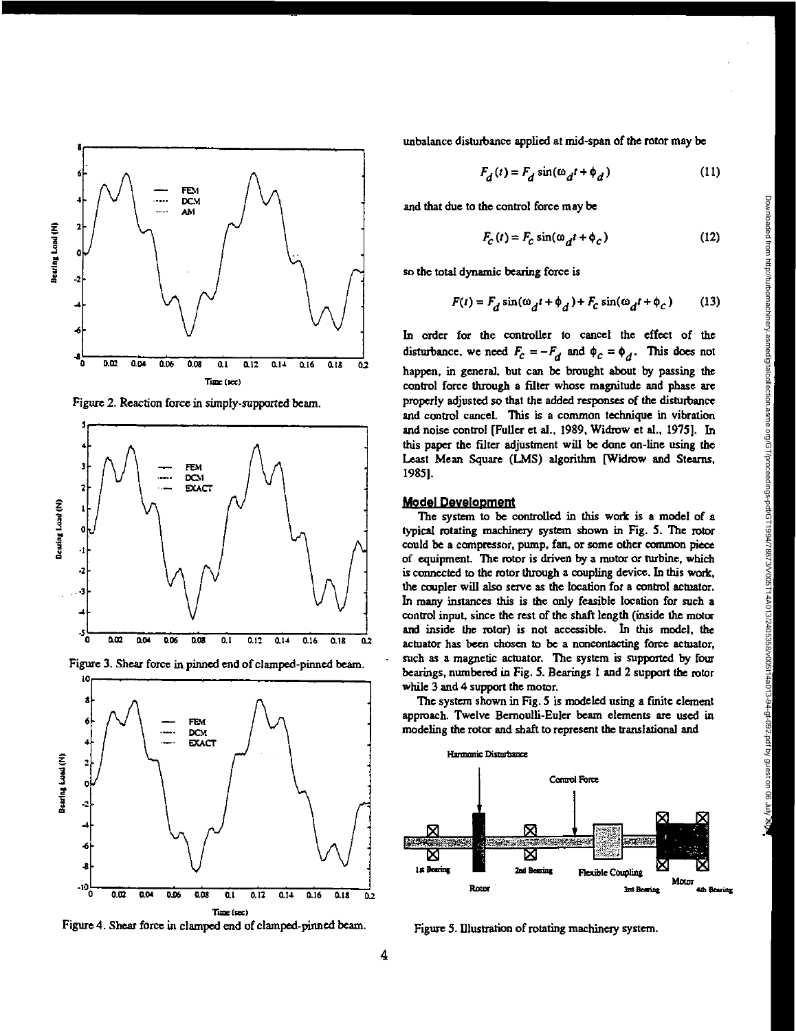Figure 2. Reaction force in simply-supported beam.

Figure 3. Shear force in pinned end of clamped-pinned beam.

Figure 4. Shear force in clamped end of clamped-pinned beam.

unbalance disturbance applied at mid-span of the rotor may be

$$F_d(t) = F_d \sin(\omega_d t + \phi_d) \tag{11}$$

and that due to the control force may be

$$F_c(t) = F_c \sin(\omega_d t + \phi_c) \tag{12}$$

so the total dynamic bearing force is

$$F(t) = F_d \sin(\omega_d t + \phi_d) + F_c \sin(\omega_d t + \phi_c) \tag{13}$$

In order for the controller to cancel the effect of the disturbance, we need $F_c = -F_d$ and $\phi_c = \phi_d$. This does not happen, in general, but can be brought about by passing the control force through a filter whose magnitude and phase are properly adjusted so that the added responses of the disturbance and control cancel. This is a common technique in vibration and noise control [Fuller et al., 1989, Widrow et al., 1975]. In this paper the filter adjustment will be done on-line using the Least Mean Square (LMS) algorithm [Widrow and Stearns, 1985].

## Model Development

The system to be controlled in this work is a model of a typical rotating machinery system shown in Fig. 5. The rotor could be a compressor, pump, fan, or some other common piece of equipment. The rotor is driven by a motor or turbine, which is connected to the rotor through a coupling device. In this work, the coupler will also serve as the location for a control actuator. In many instances this is the only feasible location for such a control input, since the rest of the shaft length (inside the motor and inside the rotor) is not accessible. In this model, the actuator has been chosen to be a noncontacting force actuator, such as a magnetic actuator. The system is supported by four bearings, numbered in Fig. 5. Bearings 1 and 2 support the rotor while 3 and 4 support the motor.

The system shown in Fig. 5 is modeled using a finite element approach. Twelve Bernoulli-Euler beam elements are used in modeling the rotor and shaft to represent the translational and

Figure 5. Illustration of rotating machinery system.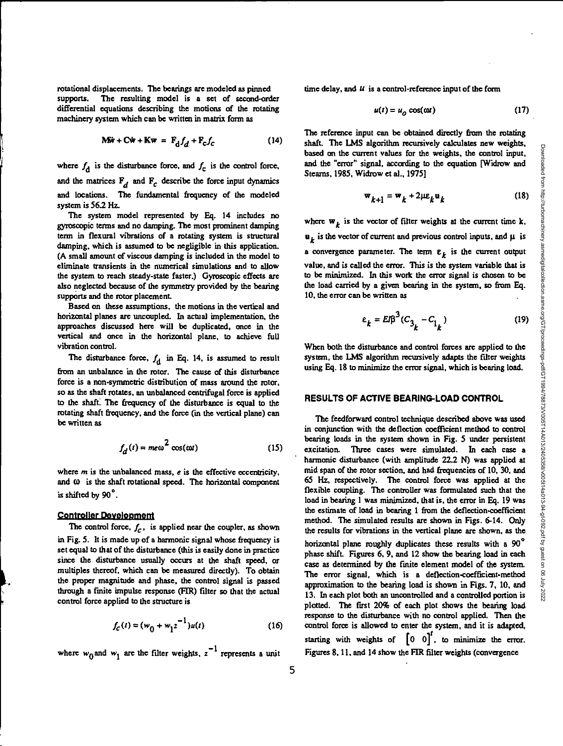rotational displacements. The bearings are modeled as pinned supports. The resulting model is a set of second-order differential equations describing the motions of the rotating machinery system which can be written in matrix form as

$$\mathbf{M}\ddot{\mathbf{w}} + \mathbf{C}\dot{\mathbf{w}} + \mathbf{K}\mathbf{w} = \mathbf{F}_d f_d + \mathbf{F}_c f_c \tag{14}$$

where $f_d$ is the disturbance force, and $f_c$ is the control force, and the matrices $\mathbf{F}_d$ and $\mathbf{F}_c$ describe the force input dynamics and locations. The fundamental frequency of the modeled system is 56.2 Hz.

The system model represented by Eq. 14 includes no gyroscopic terms and no damping. The most prominent damping term in flexural vibrations of a rotating system is structural damping, which is assumed to be negligible in this application. (A small amount of viscous damping is included in the model to eliminate transients in the numerical simulations and to allow the system to reach steady-state faster.) Gyroscopic effects are also neglected because of the symmetry provided by the bearing supports and the rotor placement.

Based on these assumptions, the motions in the vertical and horizontal planes are uncoupled. In actual implementation, the approaches discussed here will be duplicated, once in the vertical and once in the horizontal plane, to achieve full vibration control.

The disturbance force, $f_d$ in Eq. 14, is assumed to result from an unbalance in the rotor. The cause of this disturbance force is a non-symmetric distribution of mass around the rotor, so as the shaft rotates, an unbalanced centrifugal force is applied to the shaft. The frequency of the disturbance is equal to the rotating shaft frequency, and the force (in the vertical plane) can be written as

$$f_d(t) = me\omega^2 \cos(\omega t) \tag{15}$$

where $m$ is the unbalanced mass, $e$ is the effective eccentricity, and $\omega$ is the shaft rotational speed. The horizontal component is shifted by $90^\circ$.

### Controller Development

The control force, $f_c$, is applied near the coupler, as shown in Fig. 5. It is made up of a harmonic signal whose frequency is set equal to that of the disturbance (this is easily done in practice since the disturbance usually occurs at the shaft speed, or multiples thereof, which can be measured directly). To obtain the proper magnitude and phase, the control signal is passed through a finite impulse response (FIR) filter so that the actual control force applied to the structure is

$$f_c(t) = (w_0 + w_1 z^{-1})u(t) \tag{16}$$

where $w_0$ and $w_1$ are the filter weights, $z^{-1}$ represents a unit time delay, and $u$ is a control-reference input of the form

$$u(t) = u_o \cos(\omega t) \tag{17}$$

The reference input can be obtained directly from the rotating shaft. The LMS algorithm recursively calculates new weights, based on the current values for the weights, the control input, and the "error" signal, according to the equation [Widrow and Stearns, 1985, Widrow et al., 1975]

$$\mathbf{w}_{k+1} = \mathbf{w}_k + 2\mu\varepsilon_k \mathbf{u}_k \tag{18}$$

where $\mathbf{w}_k$ is the vector of filter weights at the current time k, $\mathbf{u}_k$ is the vector of current and previous control inputs, and $\mu$ is a convergence parameter. The term $\varepsilon_k$ is the current output value, and is called the error. This is the system variable that is to be minimized. In this work the error signal is chosen to be the load carried by a given bearing in the system, so from Eq. 10, the error can be written as

$$\varepsilon_k = EI\beta^3 (C_{3_k} - C_{1_k}) \tag{19}$$

When both the disturbance and control forces are applied to the system, the LMS algorithm recursively adapts the filter weights using Eq. 18 to minimize the error signal, which is bearing load.

## RESULTS OF ACTIVE BEARING-LOAD CONTROL

The feedforward control technique described above was used in conjunction with the deflection coefficient method to control bearing loads in the system shown in Fig. 5 under persistent excitation. Three cases were simulated. In each case a harmonic disturbance (with amplitude 22.2 N) was applied at mid span of the rotor section, and had frequencies of 10, 30, and 65 Hz, respectively. The control force was applied at the flexible coupling. The controller was formulated such that the load in bearing 1 was minimized, that is, the error in Eq. 19 was the estimate of load in bearing 1 from the deflection-coefficient method. The simulated results are shown in Figs. 6-14. Only the results for vibrations in the vertical plane are shown, as the horizontal plane roughly duplicates these results with a $90^\circ$ phase shift. Figures 6, 9, and 12 show the bearing load in each case as determined by the finite element model of the system. The error signal, which is a deflection-coefficient-method approximation to the bearing load is shown in Figs. 7, 10, and 13. In each plot both an uncontrolled and a controlled portion is plotted. The first 20% of each plot shows the bearing load response to the disturbance with no control applied. Then the control force is allowed to enter the system, and it is adapted, starting with weights of $\begin{bmatrix} 0 & 0 \end{bmatrix}^t$, to minimize the error. Figures 8, 11, and 14 show the FIR filter weights (convergence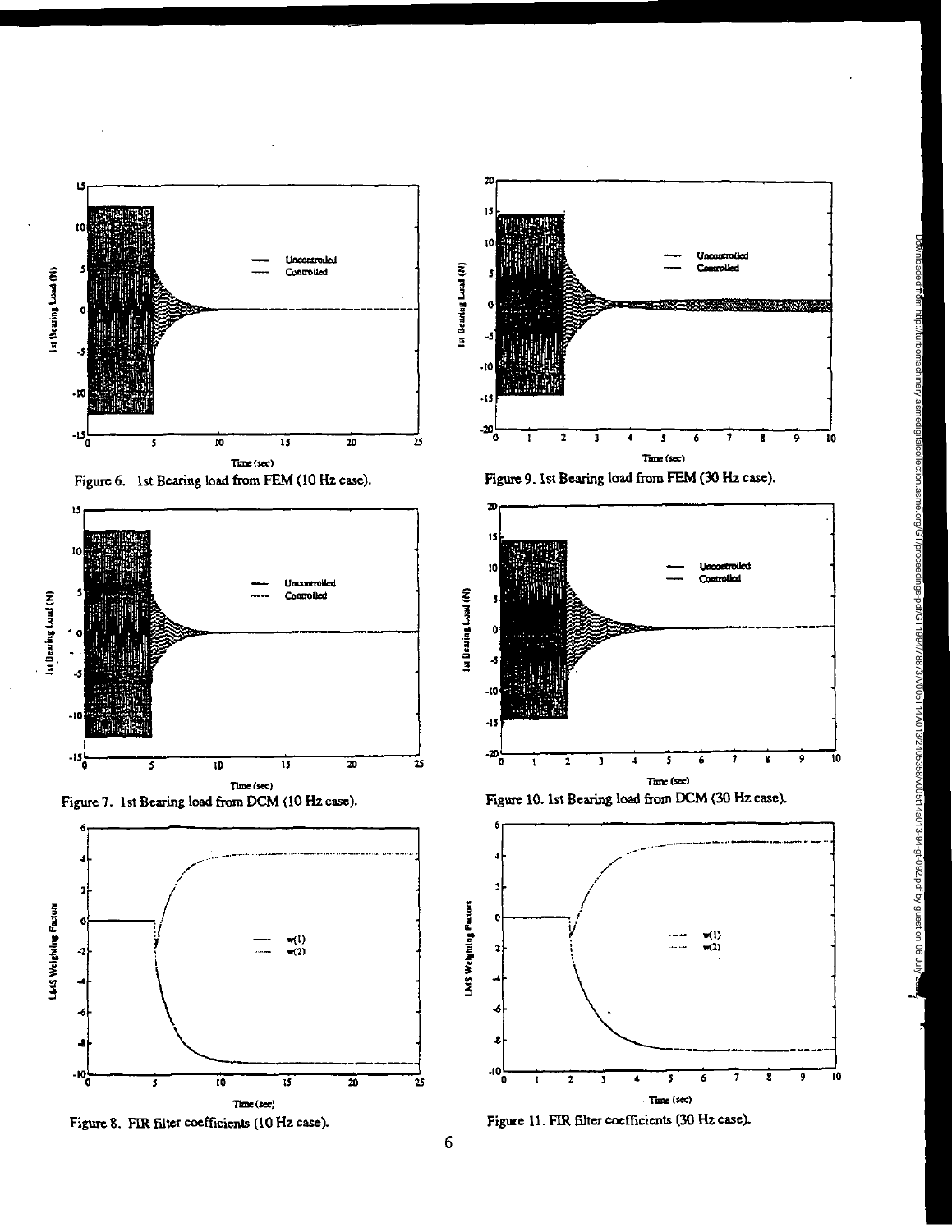Figure 6. 1st Bearing load from FEM (10 Hz case).

Figure 7. 1st Bearing load from DCM (10 Hz case).

Figure 8. FIR filter coefficients (10 Hz case).

Figure 9. 1st Bearing load from FEM (30 Hz case).

Figure 10. 1st Bearing load from DCM (30 Hz case).

Figure 11. FIR filter coefficients (30 Hz case).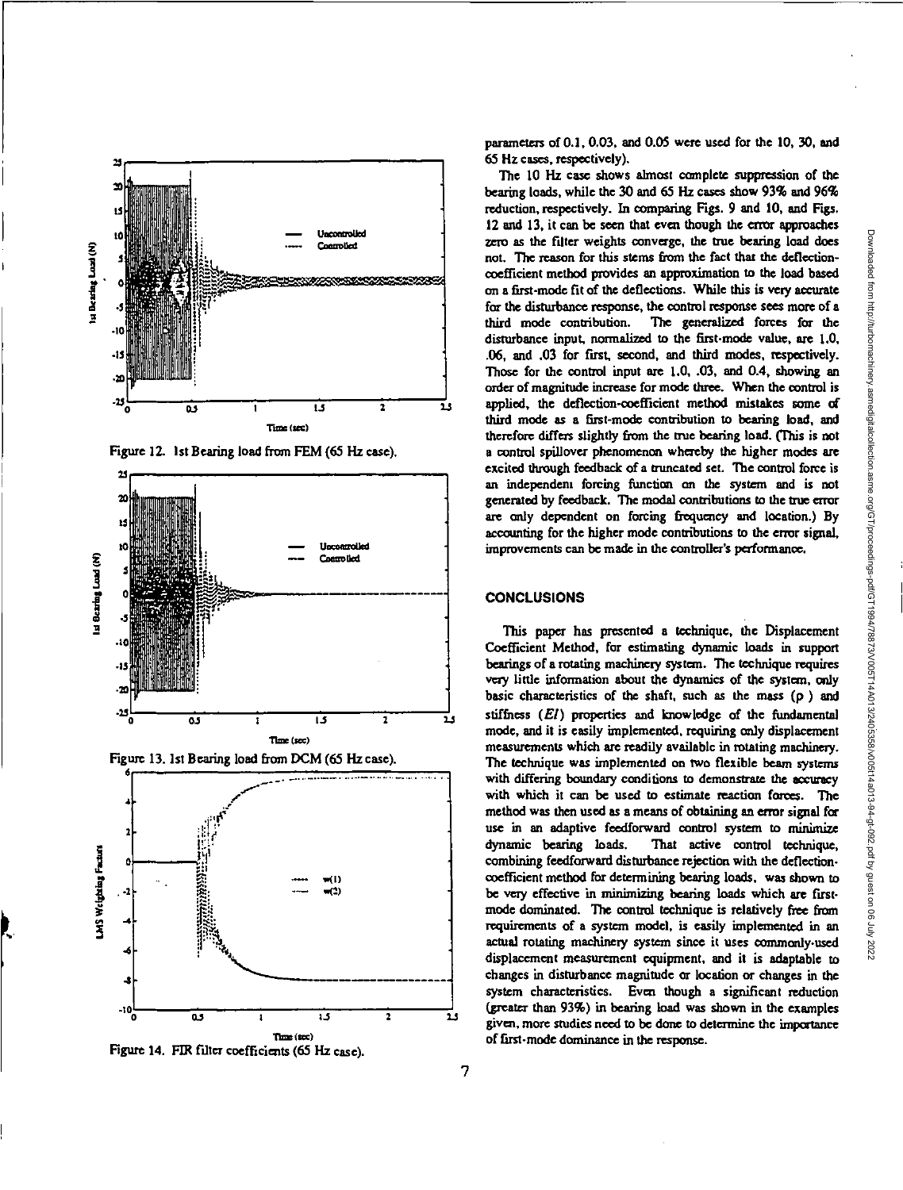Figure 12. 1st Bearing load from FEM (65 Hz case).

Figure 13. 1st Bearing load from DCM (65 Hz case).

Figure 14. FIR filter coefficients (65 Hz case).

parameters of 0.1, 0.03, and 0.05 were used for the 10, 30, and 65 Hz cases, respectively).

The 10 Hz case shows almost complete suppression of the bearing loads, while the 30 and 65 Hz cases show 93% and 96% reduction, respectively. In comparing Figs. 9 and 10, and Figs. 12 and 13, it can be seen that even though the error approaches zero as the filter weights converge, the true bearing load does not. The reason for this stems from the fact that the deflection-coefficient method provides an approximation to the load based on a first-mode fit of the deflections. While this is very accurate for the disturbance response, the control response sees more of a third mode contribution. The generalized forces for the disturbance input, normalized to the first-mode value, are 1.0, .06, and .03 for first, second, and third modes, respectively. Those for the control input are 1.0, .03, and 0.4, showing an order of magnitude increase for mode three. When the control is applied, the deflection-coefficient method mistakes some of third mode as a first-mode contribution to bearing load, and therefore differs slightly from the true bearing load. (This is not a control spillover phenomenon whereby the higher modes are excited through feedback of a truncated set. The control force is an independent forcing function on the system and is not generated by feedback. The modal contributions to the true error are only dependent on forcing frequency and location.) By accounting for the higher mode contributions to the error signal, improvements can be made in the controller's performance.

## CONCLUSIONS

This paper has presented a technique, the Displacement Coefficient Method, for estimating dynamic loads in support bearings of a rotating machinery system. The technique requires very little information about the dynamics of the system, only basic characteristics of the shaft, such as the mass ($\rho$) and stiffness ($EI$) properties and knowledge of the fundamental mode, and it is easily implemented, requiring only displacement measurements which are readily available in rotating machinery. The technique was implemented on two flexible beam systems with differing boundary conditions to demonstrate the accuracy with which it can be used to estimate reaction forces. The method was then used as a means of obtaining an error signal for use in an adaptive feedforward control system to minimize dynamic bearing loads. That active control technique, combining feedforward disturbance rejection with the deflection-coefficient method for determining bearing loads, was shown to be very effective in minimizing bearing loads which are first-mode dominated. The control technique is relatively free from requirements of a system model, is easily implemented in an actual rotating machinery system since it uses commonly-used displacement measurement equipment, and it is adaptable to changes in disturbance magnitude or location or changes in the system characteristics. Even though a significant reduction (greater than 93%) in bearing load was shown in the examples given, more studies need to be done to determine the importance of first-mode dominance in the response.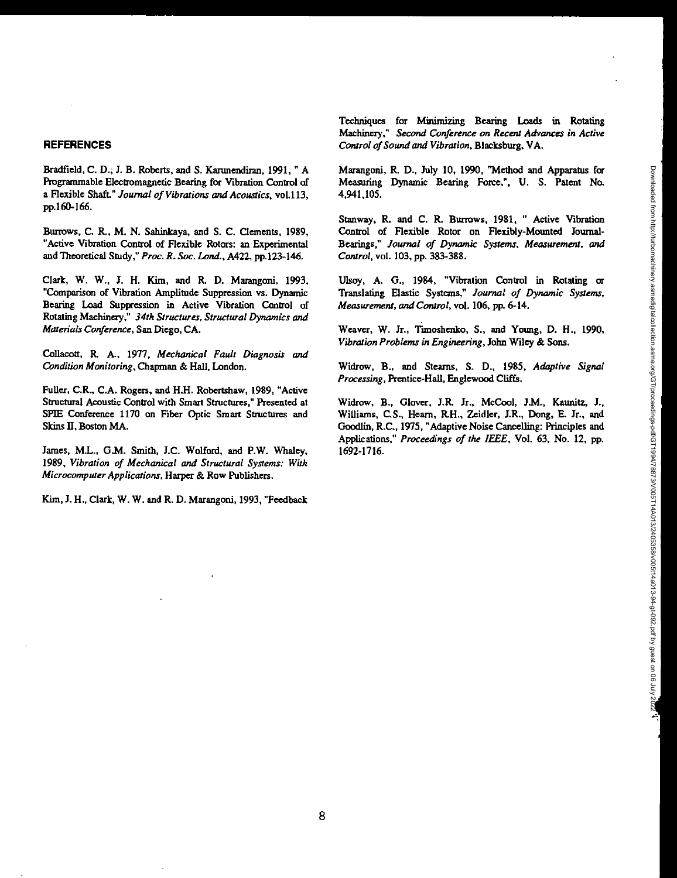## REFERENCES

Bradfield, C. D., J. B. Roberts, and S. Karunendiran, 1991, " A Programmable Electromagnetic Bearing for Vibration Control of a Flexible Shaft." *Journal of Vibrations and Acoustics*, vol.113, pp.160-166.

Burrows, C. R., M. N. Sahinkaya, and S. C. Clements, 1989, "Active Vibration Control of Flexible Rotors: an Experimental and Theoretical Study," *Proc. R. Soc. Lond.*, A422, pp.123-146.

Clark, W. W., J. H. Kim, and R. D. Marangoni, 1993, "Comparison of Vibration Amplitude Suppression vs. Dynamic Bearing Load Suppression in Active Vibration Control of Rotating Machinery," *34th Structures, Structural Dynamics and Materials Conference*, San Diego, CA.

Collacott, R. A., 1977, *Mechanical Fault Diagnosis and Condition Monitoring*, Chapman & Hall, London.

Fuller, C.R., C.A. Rogers, and H.H. Robertshaw, 1989, "Active Structural Acoustic Control with Smart Structures," Presented at SPIE Conference 1170 on Fiber Optic Smart Structures and Skins II, Boston MA.

James, M.L., G.M. Smith, J.C. Wolford, and P.W. Whaley, 1989, *Vibration of Mechanical and Structural Systems: With Microcomputer Applications*, Harper & Row Publishers.

Kim, J. H., Clark, W. W. and R. D. Marangoni, 1993, "Feedback Techniques for Minimizing Bearing Loads in Rotating Machinery," *Second Conference on Recent Advances in Active Control of Sound and Vibration*, Blacksburg, VA.

Marangoni, R. D., July 10, 1990, "Method and Apparatus for Measuring Dynamic Bearing Force,", U. S. Patent No. 4,941,105.

Stanway, R. and C. R. Burrows, 1981, " Active Vibration Control of Flexible Rotor on Flexibly-Mounted Journal-Bearings," *Journal of Dynamic Systems, Measurement, and Control*, vol. 103, pp. 383-388.

Ulsoy, A. G., 1984, "Vibration Control in Rotating or Translating Elastic Systems," *Journal of Dynamic Systems, Measurement, and Control*, vol. 106, pp. 6-14.

Weaver, W. Jr., Timoshenko, S., and Young, D. H., 1990, *Vibration Problems in Engineering*, John Wiley & Sons.

Widrow, B., and Stearns, S. D., 1985, *Adaptive Signal Processing*, Prentice-Hall, Englewood Cliffs.

Widrow, B., Glover, J.R. Jr., McCool, J.M., Kaunitz, J., Williams, C.S., Hearn, R.H., Zeidler, J.R., Dong, E. Jr., and Goodlin, R.C., 1975, "Adaptive Noise Cancelling: Principles and Applications," *Proceedings of the IEEE*, Vol. 63, No. 12, pp. 1692-1716.